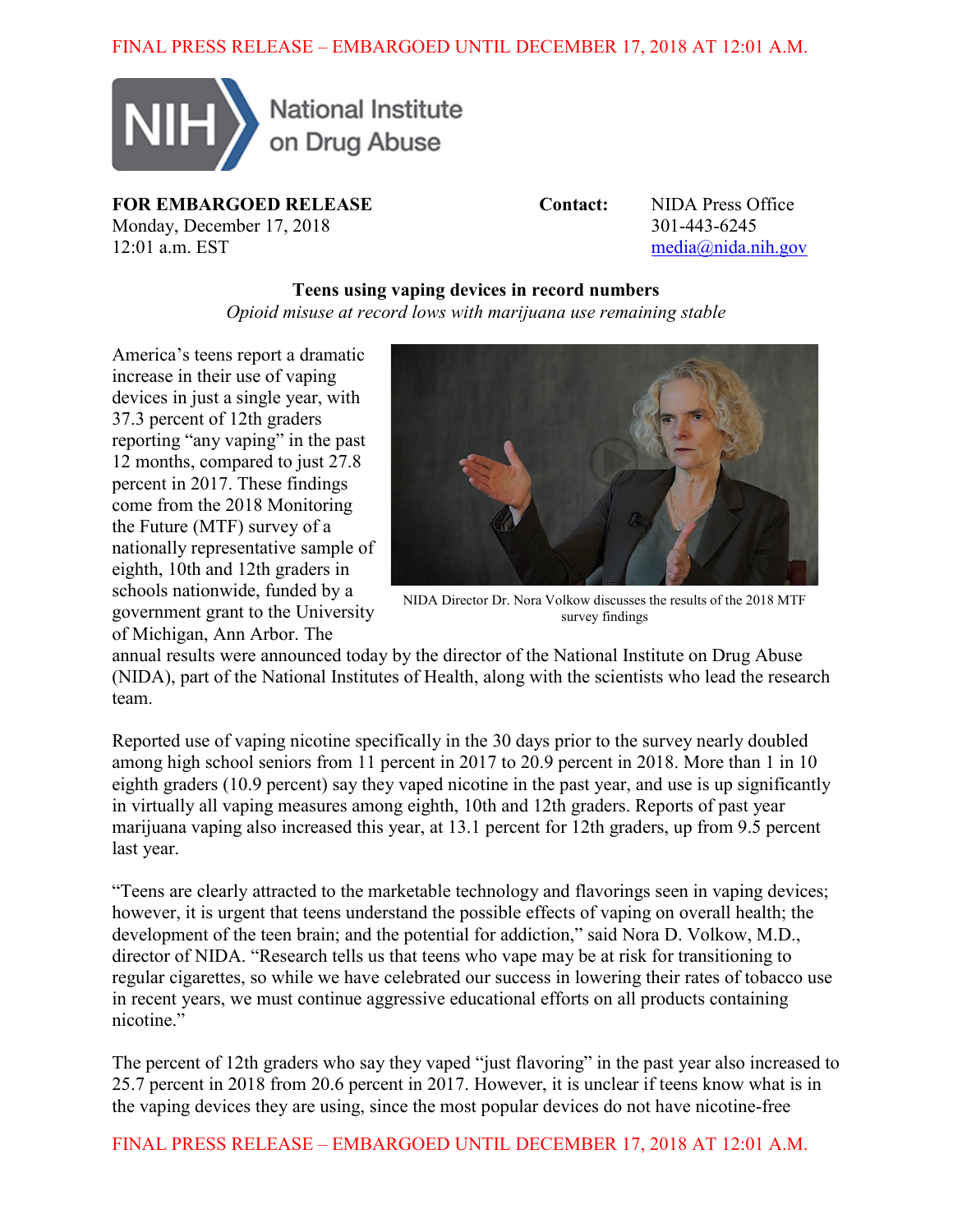FINAL PRESS RELEASE – EMBARGOED UNTIL DECEMBER 17, 2018 AT 12:01 A.M.

NIH National Institute on Drug Abuse

**FOR EMBARGOED RELEASE**
Monday, December 17, 2018
12:01 a.m. EST

**Contact:** NIDA Press Office
301-443-6245
media@nida.nih.gov

## Teens using vaping devices in record numbers

*Opioid misuse at record lows with marijuana use remaining stable*

America's teens report a dramatic increase in their use of vaping devices in just a single year, with 37.3 percent of 12th graders reporting "any vaping" in the past 12 months, compared to just 27.8 percent in 2017. These findings come from the 2018 Monitoring the Future (MTF) survey of a nationally representative sample of eighth, 10th and 12th graders in schools nationwide, funded by a government grant to the University of Michigan, Ann Arbor. The annual results were announced today by the director of the National Institute on Drug Abuse (NIDA), part of the National Institutes of Health, along with the scientists who lead the research team.

NIDA Director Dr. Nora Volkow discusses the results of the 2018 MTF survey findings

Reported use of vaping nicotine specifically in the 30 days prior to the survey nearly doubled among high school seniors from 11 percent in 2017 to 20.9 percent in 2018. More than 1 in 10 eighth graders (10.9 percent) say they vaped nicotine in the past year, and use is up significantly in virtually all vaping measures among eighth, 10th and 12th graders. Reports of past year marijuana vaping also increased this year, at 13.1 percent for 12th graders, up from 9.5 percent last year.

"Teens are clearly attracted to the marketable technology and flavorings seen in vaping devices; however, it is urgent that teens understand the possible effects of vaping on overall health; the development of the teen brain; and the potential for addiction," said Nora D. Volkow, M.D., director of NIDA. "Research tells us that teens who vape may be at risk for transitioning to regular cigarettes, so while we have celebrated our success in lowering their rates of tobacco use in recent years, we must continue aggressive educational efforts on all products containing nicotine."

The percent of 12th graders who say they vaped "just flavoring" in the past year also increased to 25.7 percent in 2018 from 20.6 percent in 2017. However, it is unclear if teens know what is in the vaping devices they are using, since the most popular devices do not have nicotine-free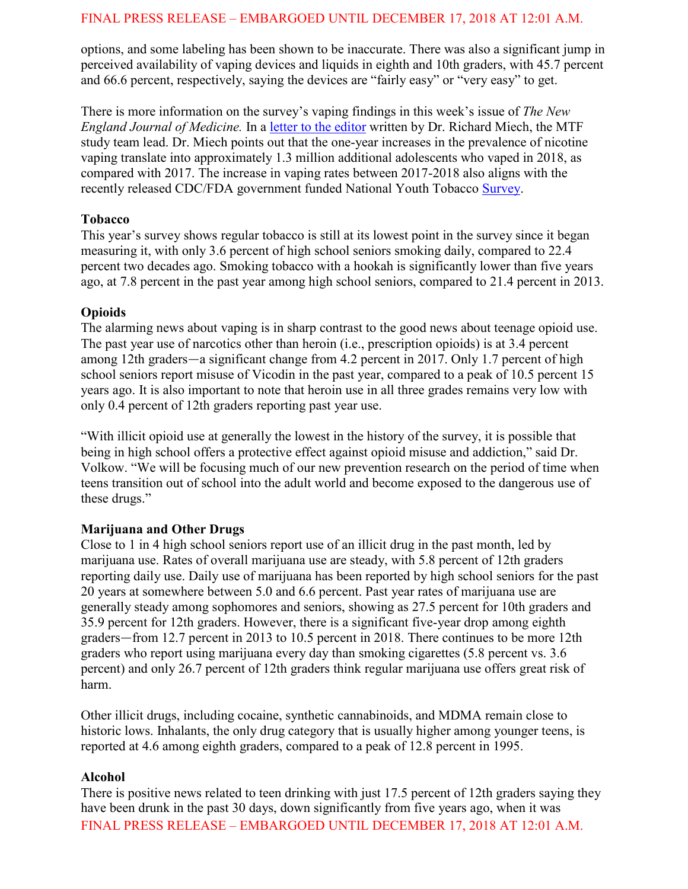options, and some labeling has been shown to be inaccurate. There was also a significant jump in perceived availability of vaping devices and liquids in eighth and 10th graders, with 45.7 percent and 66.6 percent, respectively, saying the devices are “fairly easy” or “very easy” to get.

There is more information on the survey’s vaping findings in this week’s issue of *The New England Journal of Medicine.* In a letter to the editor written by Dr. Richard Miech, the MTF study team lead. Dr. Miech points out that the one-year increases in the prevalence of nicotine vaping translate into approximately 1.3 million additional adolescents who vaped in 2018, as compared with 2017. The increase in vaping rates between 2017-2018 also aligns with the recently released CDC/FDA government funded National Youth Tobacco Survey.

**Tobacco**

This year’s survey shows regular tobacco is still at its lowest point in the survey since it began measuring it, with only 3.6 percent of high school seniors smoking daily, compared to 22.4 percent two decades ago. Smoking tobacco with a hookah is significantly lower than five years ago, at 7.8 percent in the past year among high school seniors, compared to 21.4 percent in 2013.

**Opioids**

The alarming news about vaping is in sharp contrast to the good news about teenage opioid use. The past year use of narcotics other than heroin (i.e., prescription opioids) is at 3.4 percent among 12th graders—a significant change from 4.2 percent in 2017. Only 1.7 percent of high school seniors report misuse of Vicodin in the past year, compared to a peak of 10.5 percent 15 years ago. It is also important to note that heroin use in all three grades remains very low with only 0.4 percent of 12th graders reporting past year use.

“With illicit opioid use at generally the lowest in the history of the survey, it is possible that being in high school offers a protective effect against opioid misuse and addiction,” said Dr. Volkow. “We will be focusing much of our new prevention research on the period of time when teens transition out of school into the adult world and become exposed to the dangerous use of these drugs.”

**Marijuana and Other Drugs**

Close to 1 in 4 high school seniors report use of an illicit drug in the past month, led by marijuana use. Rates of overall marijuana use are steady, with 5.8 percent of 12th graders reporting daily use. Daily use of marijuana has been reported by high school seniors for the past 20 years at somewhere between 5.0 and 6.6 percent. Past year rates of marijuana use are generally steady among sophomores and seniors, showing as 27.5 percent for 10th graders and 35.9 percent for 12th graders. However, there is a significant five-year drop among eighth graders—from 12.7 percent in 2013 to 10.5 percent in 2018. There continues to be more 12th graders who report using marijuana every day than smoking cigarettes (5.8 percent vs. 3.6 percent) and only 26.7 percent of 12th graders think regular marijuana use offers great risk of harm.

Other illicit drugs, including cocaine, synthetic cannabinoids, and MDMA remain close to historic lows. Inhalants, the only drug category that is usually higher among younger teens, is reported at 4.6 among eighth graders, compared to a peak of 12.8 percent in 1995.

**Alcohol**

There is positive news related to teen drinking with just 17.5 percent of 12th graders saying they have been drunk in the past 30 days, down significantly from five years ago, when it was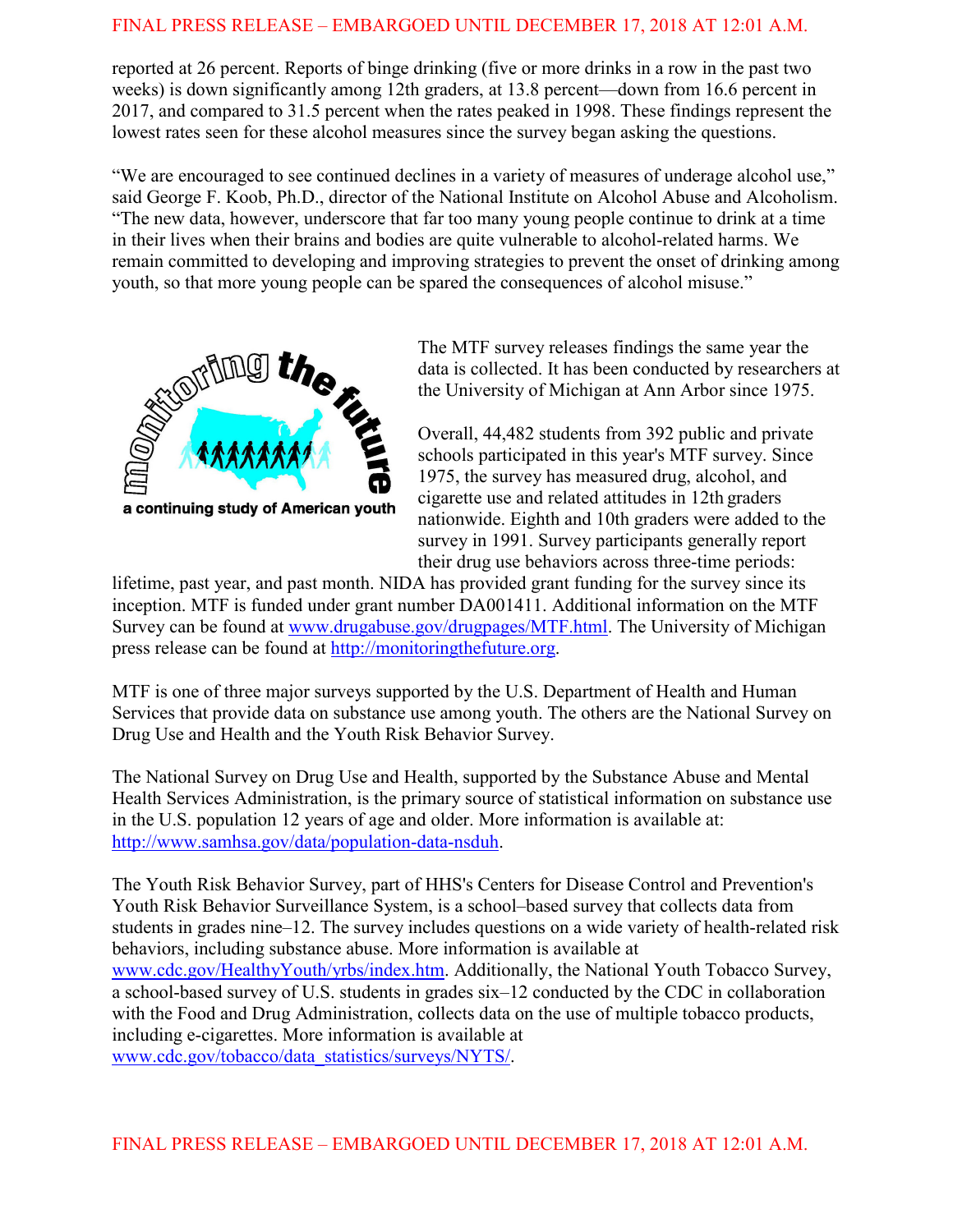reported at 26 percent. Reports of binge drinking (five or more drinks in a row in the past two weeks) is down significantly among 12th graders, at 13.8 percent—down from 16.6 percent in 2017, and compared to 31.5 percent when the rates peaked in 1998. These findings represent the lowest rates seen for these alcohol measures since the survey began asking the questions.

"We are encouraged to see continued declines in a variety of measures of underage alcohol use," said George F. Koob, Ph.D., director of the National Institute on Alcohol Abuse and Alcoholism. "The new data, however, underscore that far too many young people continue to drink at a time in their lives when their brains and bodies are quite vulnerable to alcohol-related harms. We remain committed to developing and improving strategies to prevent the onset of drinking among youth, so that more young people can be spared the consequences of alcohol misuse."

The MTF survey releases findings the same year the data is collected. It has been conducted by researchers at the University of Michigan at Ann Arbor since 1975.

Overall, 44,482 students from 392 public and private schools participated in this year's MTF survey. Since 1975, the survey has measured drug, alcohol, and cigarette use and related attitudes in 12th graders nationwide. Eighth and 10th graders were added to the survey in 1991. Survey participants generally report their drug use behaviors across three-time periods: lifetime, past year, and past month. NIDA has provided grant funding for the survey since its inception. MTF is funded under grant number DA001411. Additional information on the MTF Survey can be found at www.drugabuse.gov/drugpages/MTF.html. The University of Michigan press release can be found at http://monitoringthefuture.org.

MTF is one of three major surveys supported by the U.S. Department of Health and Human Services that provide data on substance use among youth. The others are the National Survey on Drug Use and Health and the Youth Risk Behavior Survey.

The National Survey on Drug Use and Health, supported by the Substance Abuse and Mental Health Services Administration, is the primary source of statistical information on substance use in the U.S. population 12 years of age and older. More information is available at: http://www.samhsa.gov/data/population-data-nsduh.

The Youth Risk Behavior Survey, part of HHS's Centers for Disease Control and Prevention's Youth Risk Behavior Surveillance System, is a school–based survey that collects data from students in grades nine–12. The survey includes questions on a wide variety of health-related risk behaviors, including substance abuse. More information is available at www.cdc.gov/HealthyYouth/yrbs/index.htm. Additionally, the National Youth Tobacco Survey, a school-based survey of U.S. students in grades six–12 conducted by the CDC in collaboration with the Food and Drug Administration, collects data on the use of multiple tobacco products, including e-cigarettes. More information is available at www.cdc.gov/tobacco/data_statistics/surveys/NYTS/.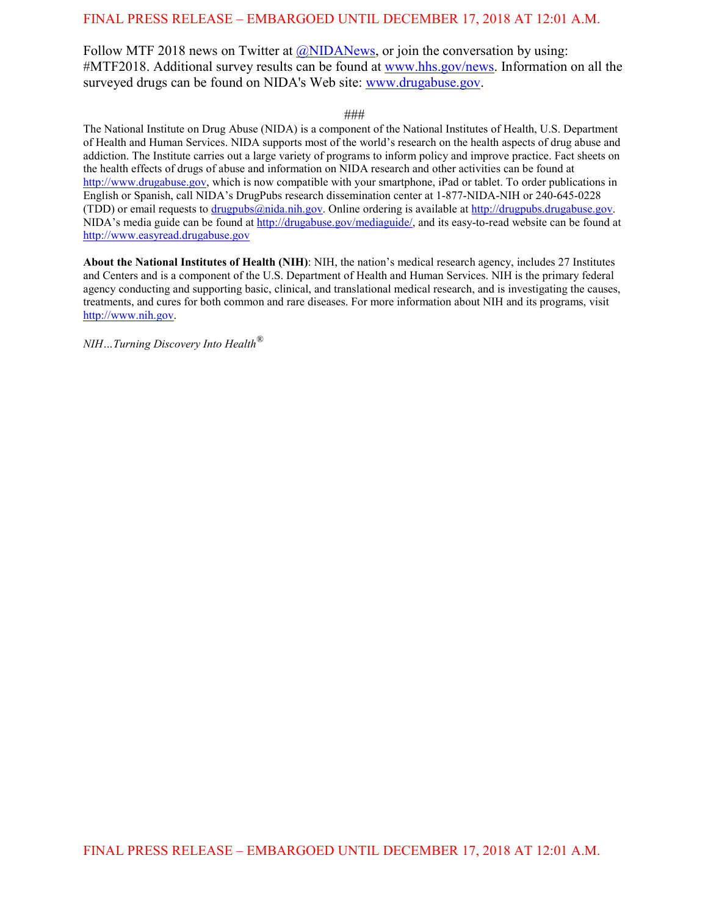Follow MTF 2018 news on Twitter at @NIDANews, or join the conversation by using: #MTF2018. Additional survey results can be found at www.hhs.gov/news. Information on all the surveyed drugs can be found on NIDA's Web site: www.drugabuse.gov.

###

The National Institute on Drug Abuse (NIDA) is a component of the National Institutes of Health, U.S. Department of Health and Human Services. NIDA supports most of the world's research on the health aspects of drug abuse and addiction. The Institute carries out a large variety of programs to inform policy and improve practice. Fact sheets on the health effects of drugs of abuse and information on NIDA research and other activities can be found at http://www.drugabuse.gov, which is now compatible with your smartphone, iPad or tablet. To order publications in English or Spanish, call NIDA's DrugPubs research dissemination center at 1-877-NIDA-NIH or 240-645-0228 (TDD) or email requests to drugpubs@nida.nih.gov. Online ordering is available at http://drugpubs.drugabuse.gov. NIDA's media guide can be found at http://drugabuse.gov/mediaguide/, and its easy-to-read website can be found at http://www.easyread.drugabuse.gov

**About the National Institutes of Health (NIH)**: NIH, the nation's medical research agency, includes 27 Institutes and Centers and is a component of the U.S. Department of Health and Human Services. NIH is the primary federal agency conducting and supporting basic, clinical, and translational medical research, and is investigating the causes, treatments, and cures for both common and rare diseases. For more information about NIH and its programs, visit http://www.nih.gov.

*NIH…Turning Discovery Into Health®*